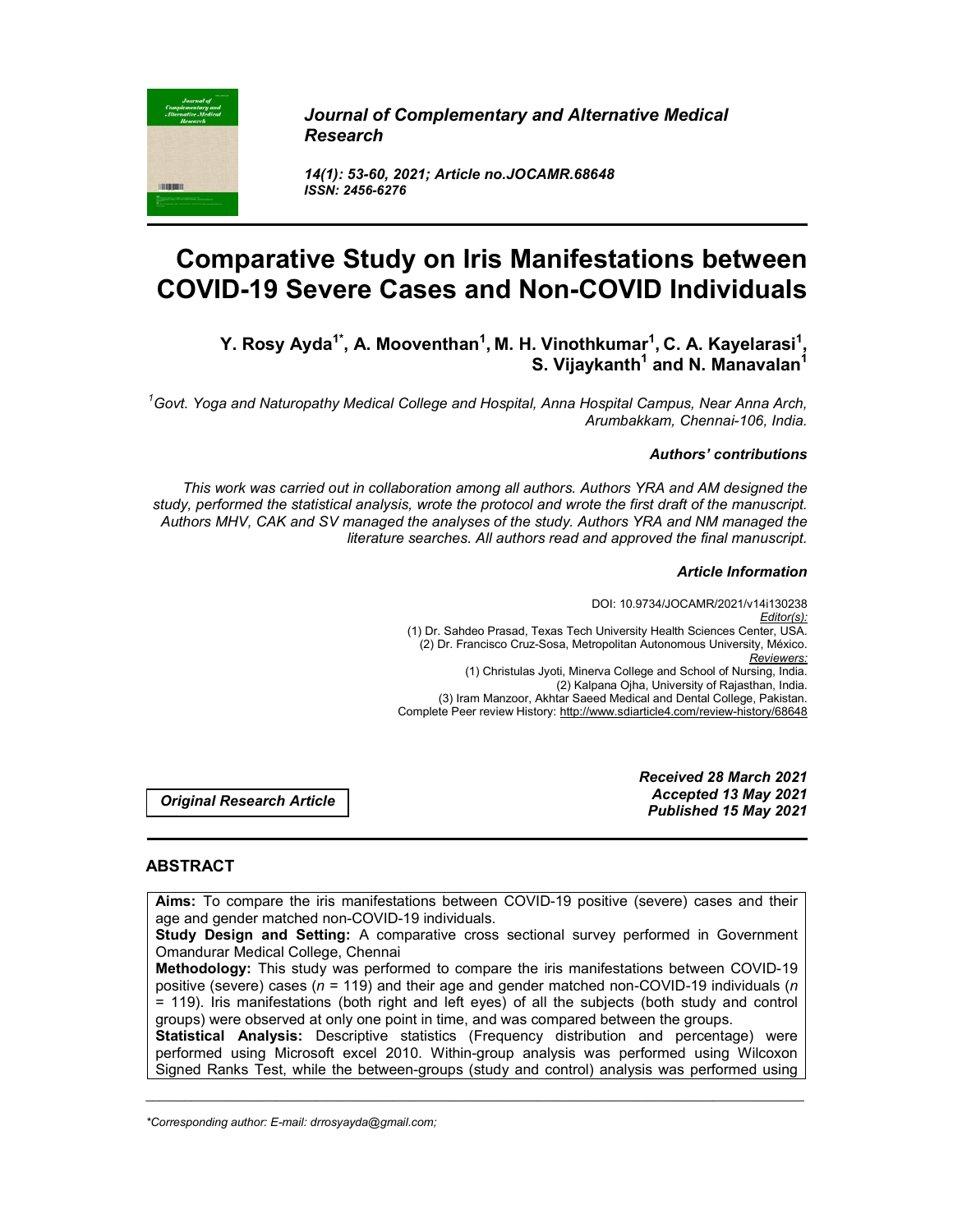*Journal of Complementary and Alternative Medical Research*

*14(1): 53-60, 2021; Article no.JOCAMR.68648*
*ISSN: 2456-6276*

# Comparative Study on Iris Manifestations between COVID-19 Severe Cases and Non-COVID Individuals

**Y. Rosy Ayda[1*], A. Mooventhan[1], M. H. Vinothkumar[1], C. A. Kayelarasi[1], S. Vijaykanth[1] and N. Manavalan[1]**

*[1]Govt. Yoga and Naturopathy Medical College and Hospital, Anna Hospital Campus, Near Anna Arch, Arumbakkam, Chennai-106, India.*

***Authors' contributions***

*This work was carried out in collaboration among all authors. Authors YRA and AM designed the study, performed the statistical analysis, wrote the protocol and wrote the first draft of the manuscript. Authors MHV, CAK and SV managed the analyses of the study. Authors YRA and NM managed the literature searches. All authors read and approved the final manuscript.*

***Article Information***

DOI: 10.9734/JOCAMR/2021/v14i130238
*Editor(s):*
(1) Dr. Sahdeo Prasad, Texas Tech University Health Sciences Center, USA.
(2) Dr. Francisco Cruz-Sosa, Metropolitan Autonomous University, México.
*Reviewers:*
(1) Christulas Jyoti, Minerva College and School of Nursing, India.
(2) Kalpana Ojha, University of Rajasthan, India.
(3) Iram Manzoor, Akhtar Saeed Medical and Dental College, Pakistan.
Complete Peer review History: http://www.sdiarticle4.com/review-history/68648

***Original Research Article***

***Received 28 March 2021***
***Accepted 13 May 2021***
***Published 15 May 2021***

## ABSTRACT

**Aims:** To compare the iris manifestations between COVID-19 positive (severe) cases and their age and gender matched non-COVID-19 individuals.

**Study Design and Setting:** A comparative cross sectional survey performed in Government Omandurar Medical College, Chennai

**Methodology:** This study was performed to compare the iris manifestations between COVID-19 positive (severe) cases ($n$ = 119) and their age and gender matched non-COVID-19 individuals ($n$ = 119). Iris manifestations (both right and left eyes) of all the subjects (both study and control groups) were observed at only one point in time, and was compared between the groups.

**Statistical Analysis:** Descriptive statistics (Frequency distribution and percentage) were performed using Microsoft excel 2010. Within-group analysis was performed using Wilcoxon Signed Ranks Test, while the between-groups (study and control) analysis was performed using

*\*Corresponding author: E-mail: drrosyayda@gmail.com;*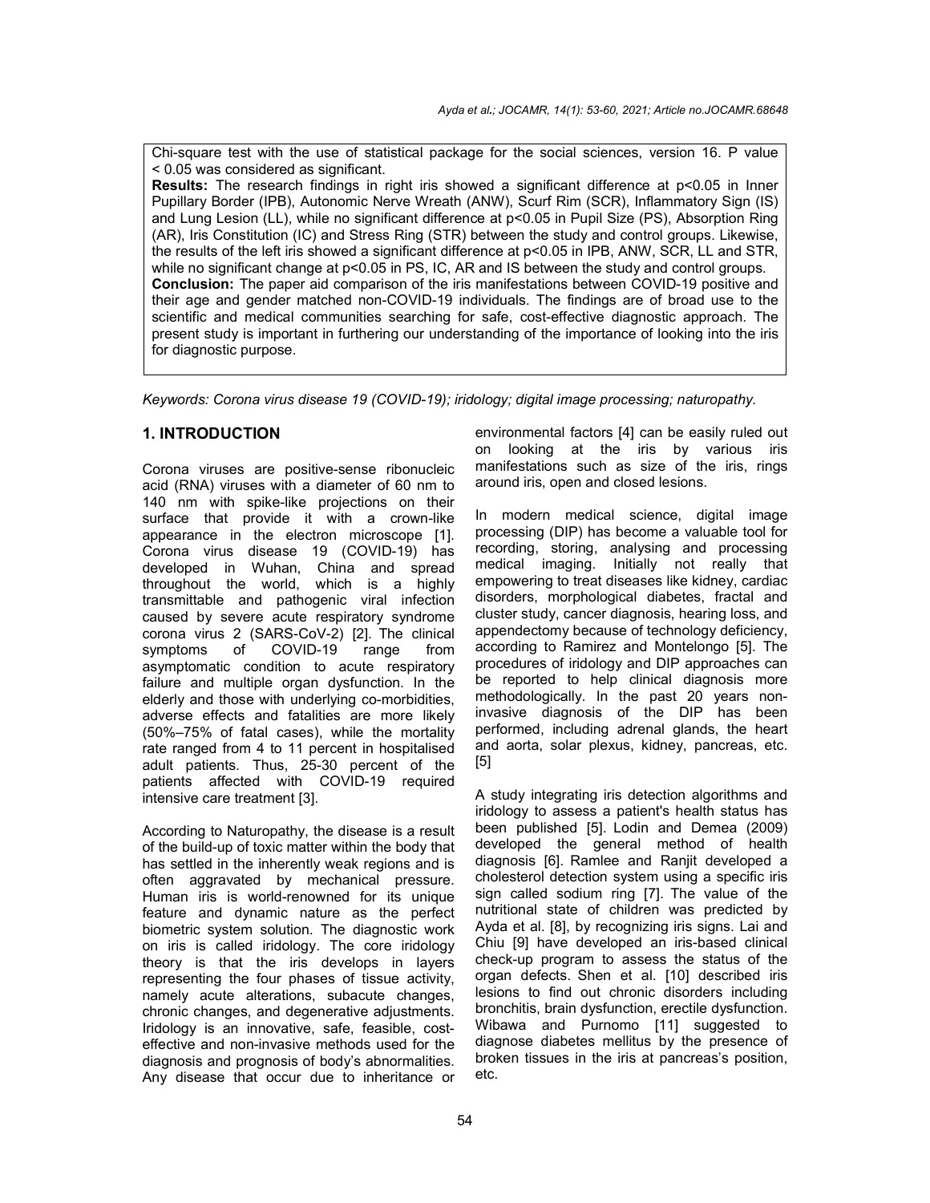Chi-square test with the use of statistical package for the social sciences, version 16. P value < 0.05 was considered as significant.

**Results:** The research findings in right iris showed a significant difference at $p<0.05$ in Inner Pupillary Border (IPB), Autonomic Nerve Wreath (ANW), Scurf Rim (SCR), Inflammatory Sign (IS) and Lung Lesion (LL), while no significant difference at $p<0.05$ in Pupil Size (PS), Absorption Ring (AR), Iris Constitution (IC) and Stress Ring (STR) between the study and control groups. Likewise, the results of the left iris showed a significant difference at $p<0.05$ in IPB, ANW, SCR, LL and STR, while no significant change at $p<0.05$ in PS, IC, AR and IS between the study and control groups.

**Conclusion:** The paper aid comparison of the iris manifestations between COVID-19 positive and their age and gender matched non-COVID-19 individuals. The findings are of broad use to the scientific and medical communities searching for safe, cost-effective diagnostic approach. The present study is important in furthering our understanding of the importance of looking into the iris for diagnostic purpose.

*Keywords: Corona virus disease 19 (COVID-19); iridology; digital image processing; naturopathy.*

## 1. INTRODUCTION

Corona viruses are positive-sense ribonucleic acid (RNA) viruses with a diameter of 60 nm to 140 nm with spike-like projections on their surface that provide it with a crown-like appearance in the electron microscope [1]. Corona virus disease 19 (COVID-19) has developed in Wuhan, China and spread throughout the world, which is a highly transmittable and pathogenic viral infection caused by severe acute respiratory syndrome corona virus 2 (SARS-CoV-2) [2]. The clinical symptoms of COVID-19 range from asymptomatic condition to acute respiratory failure and multiple organ dysfunction. In the elderly and those with underlying co-morbidities, adverse effects and fatalities are more likely (50%–75% of fatal cases), while the mortality rate ranged from 4 to 11 percent in hospitalised adult patients. Thus, 25-30 percent of the patients affected with COVID-19 required intensive care treatment [3].

According to Naturopathy, the disease is a result of the build-up of toxic matter within the body that has settled in the inherently weak regions and is often aggravated by mechanical pressure. Human iris is world-renowned for its unique feature and dynamic nature as the perfect biometric system solution. The diagnostic work on iris is called iridology. The core iridology theory is that the iris develops in layers representing the four phases of tissue activity, namely acute alterations, subacute changes, chronic changes, and degenerative adjustments. Iridology is an innovative, safe, feasible, cost-effective and non-invasive methods used for the diagnosis and prognosis of body's abnormalities. Any disease that occur due to inheritance or environmental factors [4] can be easily ruled out on looking at the iris by various iris manifestations such as size of the iris, rings around iris, open and closed lesions.

In modern medical science, digital image processing (DIP) has become a valuable tool for recording, storing, analysing and processing medical imaging. Initially not really that empowering to treat diseases like kidney, cardiac disorders, morphological diabetes, fractal and cluster study, cancer diagnosis, hearing loss, and appendectomy because of technology deficiency, according to Ramirez and Montelongo [5]. The procedures of iridology and DIP approaches can be reported to help clinical diagnosis more methodologically. In the past 20 years non-invasive diagnosis of the DIP has been performed, including adrenal glands, the heart and aorta, solar plexus, kidney, pancreas, etc. [5]

A study integrating iris detection algorithms and iridology to assess a patient's health status has been published [5]. Lodin and Demea (2009) developed the general method of health diagnosis [6]. Ramlee and Ranjit developed a cholesterol detection system using a specific iris sign called sodium ring [7]. The value of the nutritional state of children was predicted by Ayda et al. [8], by recognizing iris signs. Lai and Chiu [9] have developed an iris-based clinical check-up program to assess the status of the organ defects. Shen et al. [10] described iris lesions to find out chronic disorders including bronchitis, brain dysfunction, erectile dysfunction. Wibawa and Purnomo [11] suggested to diagnose diabetes mellitus by the presence of broken tissues in the iris at pancreas's position, etc.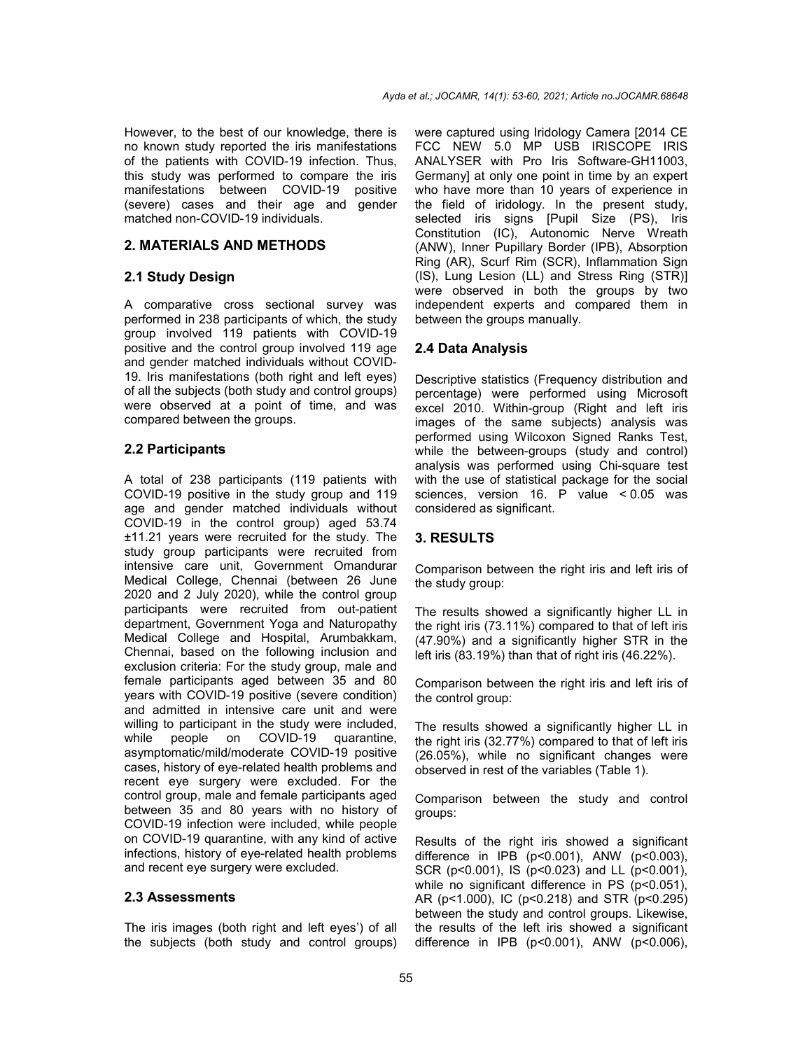However, to the best of our knowledge, there is no known study reported the iris manifestations of the patients with COVID-19 infection. Thus, this study was performed to compare the iris manifestations between COVID-19 positive (severe) cases and their age and gender matched non-COVID-19 individuals.

## 2. MATERIALS AND METHODS

### 2.1 Study Design

A comparative cross sectional survey was performed in 238 participants of which, the study group involved 119 patients with COVID-19 positive and the control group involved 119 age and gender matched individuals without COVID-19. Iris manifestations (both right and left eyes) of all the subjects (both study and control groups) were observed at a point of time, and was compared between the groups.

### 2.2 Participants

A total of 238 participants (119 patients with COVID-19 positive in the study group and 119 age and gender matched individuals without COVID-19 in the control group) aged 53.74 ±11.21 years were recruited for the study. The study group participants were recruited from intensive care unit, Government Omandurar Medical College, Chennai (between 26 June 2020 and 2 July 2020), while the control group participants were recruited from out-patient department, Government Yoga and Naturopathy Medical College and Hospital, Arumbakkam, Chennai, based on the following inclusion and exclusion criteria: For the study group, male and female participants aged between 35 and 80 years with COVID-19 positive (severe condition) and admitted in intensive care unit and were willing to participant in the study were included, while people on COVID-19 quarantine, asymptomatic/mild/moderate COVID-19 positive cases, history of eye-related health problems and recent eye surgery were excluded. For the control group, male and female participants aged between 35 and 80 years with no history of COVID-19 infection were included, while people on COVID-19 quarantine, with any kind of active infections, history of eye-related health problems and recent eye surgery were excluded.

### 2.3 Assessments

The iris images (both right and left eyes') of all the subjects (both study and control groups) were captured using Iridology Camera [2014 CE FCC NEW 5.0 MP USB IRISCOPE IRIS ANALYSER with Pro Iris Software-GH11003, Germany] at only one point in time by an expert who have more than 10 years of experience in the field of iridology. In the present study, selected iris signs [Pupil Size (PS), Iris Constitution (IC), Autonomic Nerve Wreath (ANW), Inner Pupillary Border (IPB), Absorption Ring (AR), Scurf Rim (SCR), Inflammation Sign (IS), Lung Lesion (LL) and Stress Ring (STR)] were observed in both the groups by two independent experts and compared them in between the groups manually.

### 2.4 Data Analysis

Descriptive statistics (Frequency distribution and percentage) were performed using Microsoft excel 2010. Within-group (Right and left iris images of the same subjects) analysis was performed using Wilcoxon Signed Ranks Test, while the between-groups (study and control) analysis was performed using Chi-square test with the use of statistical package for the social sciences, version 16. P value $< 0.05$ was considered as significant.

## 3. RESULTS

Comparison between the right iris and left iris of the study group:

The results showed a significantly higher LL in the right iris (73.11%) compared to that of left iris (47.90%) and a significantly higher STR in the left iris (83.19%) than that of right iris (46.22%).

Comparison between the right iris and left iris of the control group:

The results showed a significantly higher LL in the right iris (32.77%) compared to that of left iris (26.05%), while no significant changes were observed in rest of the variables (Table 1).

Comparison between the study and control groups:

Results of the right iris showed a significant difference in IPB ($p<0.001$), ANW ($p<0.003$), SCR ($p<0.001$), IS ($p<0.023$) and LL ($p<0.001$), while no significant difference in PS ($p<0.051$), AR ($p<1.000$), IC ($p<0.218$) and STR ($p<0.295$) between the study and control groups. Likewise, the results of the left iris showed a significant difference in IPB ($p<0.001$), ANW ($p<0.006$),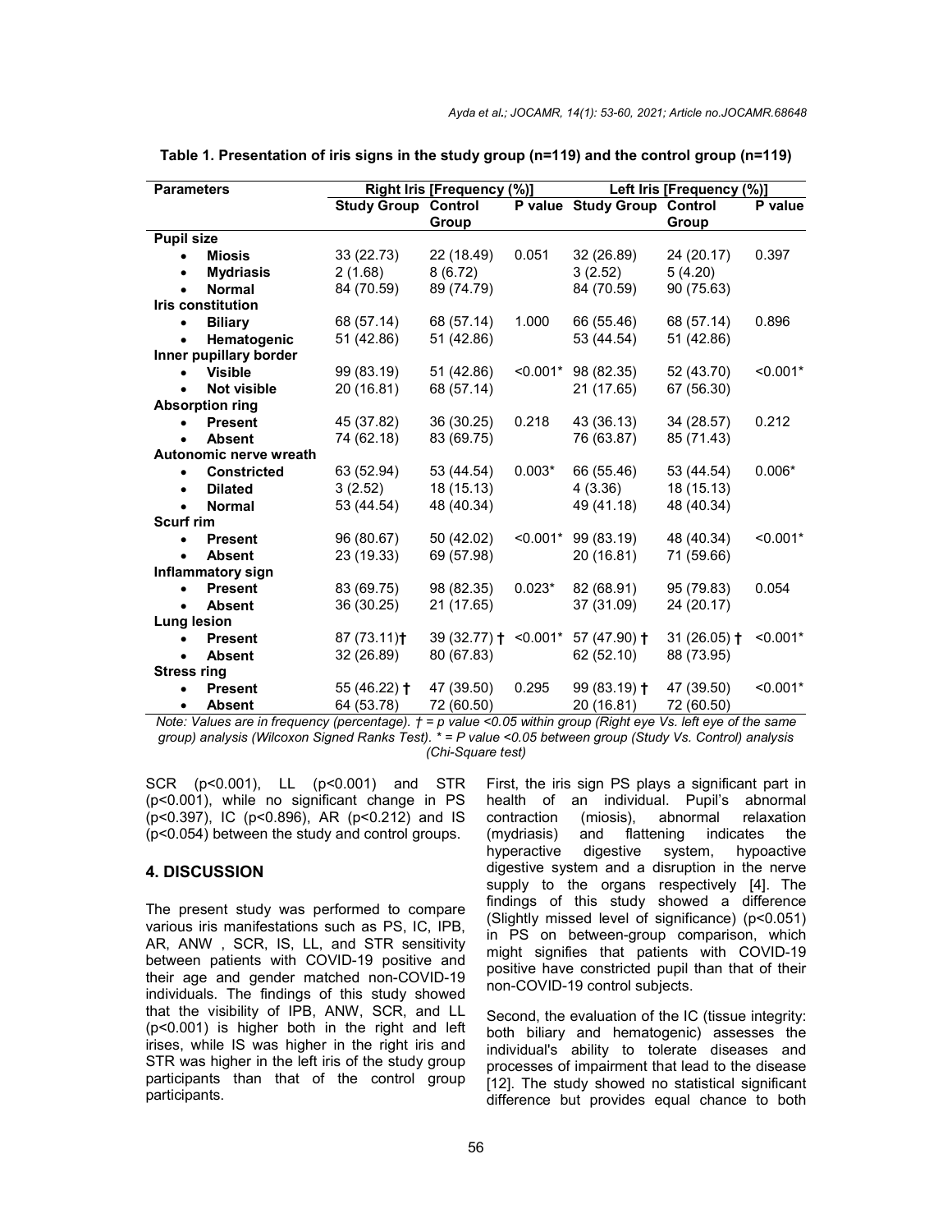**Table 1. Presentation of iris signs in the study group (n=119) and the control group (n=119)**

| Parameters | Right Iris [Frequency (%)] | | | Left Iris [Frequency (%)] | | |
|---|---|---|---|---|---|---|
| | Study Group | Control Group | P value | Study Group | Control Group | P value |
| **Pupil size** | | | | | | |
| • **Miosis** | 33 (22.73) | 22 (18.49) | 0.051 | 32 (26.89) | 24 (20.17) | 0.397 |
| • **Mydriasis** | 2 (1.68) | 8 (6.72) | | 3 (2.52) | 5 (4.20) | |
| • **Normal** | 84 (70.59) | 89 (74.79) | | 84 (70.59) | 90 (75.63) | |
| **Iris constitution** | | | | | | |
| • **Biliary** | 68 (57.14) | 68 (57.14) | 1.000 | 66 (55.46) | 68 (57.14) | 0.896 |
| • **Hematogenic** | 51 (42.86) | 51 (42.86) | | 53 (44.54) | 51 (42.86) | |
| **Inner pupillary border** | | | | | | |
| • **Visible** | 99 (83.19) | 51 (42.86) | <0.001* | 98 (82.35) | 52 (43.70) | <0.001* |
| • **Not visible** | 20 (16.81) | 68 (57.14) | | 21 (17.65) | 67 (56.30) | |
| **Absorption ring** | | | | | | |
| • **Present** | 45 (37.82) | 36 (30.25) | 0.218 | 43 (36.13) | 34 (28.57) | 0.212 |
| • **Absent** | 74 (62.18) | 83 (69.75) | | 76 (63.87) | 85 (71.43) | |
| **Autonomic nerve wreath** | | | | | | |
| • **Constricted** | 63 (52.94) | 53 (44.54) | 0.003* | 66 (55.46) | 53 (44.54) | 0.006* |
| • **Dilated** | 3 (2.52) | 18 (15.13) | | 4 (3.36) | 18 (15.13) | |
| • **Normal** | 53 (44.54) | 48 (40.34) | | 49 (41.18) | 48 (40.34) | |
| **Scurf rim** | | | | | | |
| • **Present** | 96 (80.67) | 50 (42.02) | <0.001* | 99 (83.19) | 48 (40.34) | <0.001* |
| • **Absent** | 23 (19.33) | 69 (57.98) | | 20 (16.81) | 71 (59.66) | |
| **Inflammatory sign** | | | | | | |
| • **Present** | 83 (69.75) | 98 (82.35) | 0.023* | 82 (68.91) | 95 (79.83) | 0.054 |
| • **Absent** | 36 (30.25) | 21 (17.65) | | 37 (31.09) | 24 (20.17) | |
| **Lung lesion** | | | | | | |
| • **Present** | 87 (73.11)† | 39 (32.77) † | <0.001* | 57 (47.90) † | 31 (26.05) † | <0.001* |
| • **Absent** | 32 (26.89) | 80 (67.83) | | 62 (52.10) | 88 (73.95) | |
| **Stress ring** | | | | | | |
| • **Present** | 55 (46.22) † | 47 (39.50) | 0.295 | 99 (83.19) † | 47 (39.50) | <0.001* |
| • **Absent** | 64 (53.78) | 72 (60.50) | | 20 (16.81) | 72 (60.50) | |

*Note: Values are in frequency (percentage). † = p value <0.05 within group (Right eye Vs. left eye of the same group) analysis (Wilcoxon Signed Ranks Test). * = P value <0.05 between group (Study Vs. Control) analysis (Chi-Square test)*

SCR (p<0.001), LL (p<0.001) and STR (p<0.001), while no significant change in PS (p<0.397), IC (p<0.896), AR (p<0.212) and IS (p<0.054) between the study and control groups.

## 4. DISCUSSION

The present study was performed to compare various iris manifestations such as PS, IC, IPB, AR, ANW , SCR, IS, LL, and STR sensitivity between patients with COVID-19 positive and their age and gender matched non-COVID-19 individuals. The findings of this study showed that the visibility of IPB, ANW, SCR, and LL (p<0.001) is higher both in the right and left irises, while IS was higher in the right iris and STR was higher in the left iris of the study group participants than that of the control group participants.

First, the iris sign PS plays a significant part in health of an individual. Pupil's abnormal contraction (miosis), abnormal relaxation (mydriasis) and flattening indicates the hyperactive digestive system, hypoactive digestive system and a disruption in the nerve supply to the organs respectively [4]. The findings of this study showed a difference (Slightly missed level of significance) (p<0.051) in PS on between-group comparison, which might signifies that patients with COVID-19 positive have constricted pupil than that of their non-COVID-19 control subjects.

Second, the evaluation of the IC (tissue integrity: both biliary and hematogenic) assesses the individual's ability to tolerate diseases and processes of impairment that lead to the disease [12]. The study showed no statistical significant difference but provides equal chance to both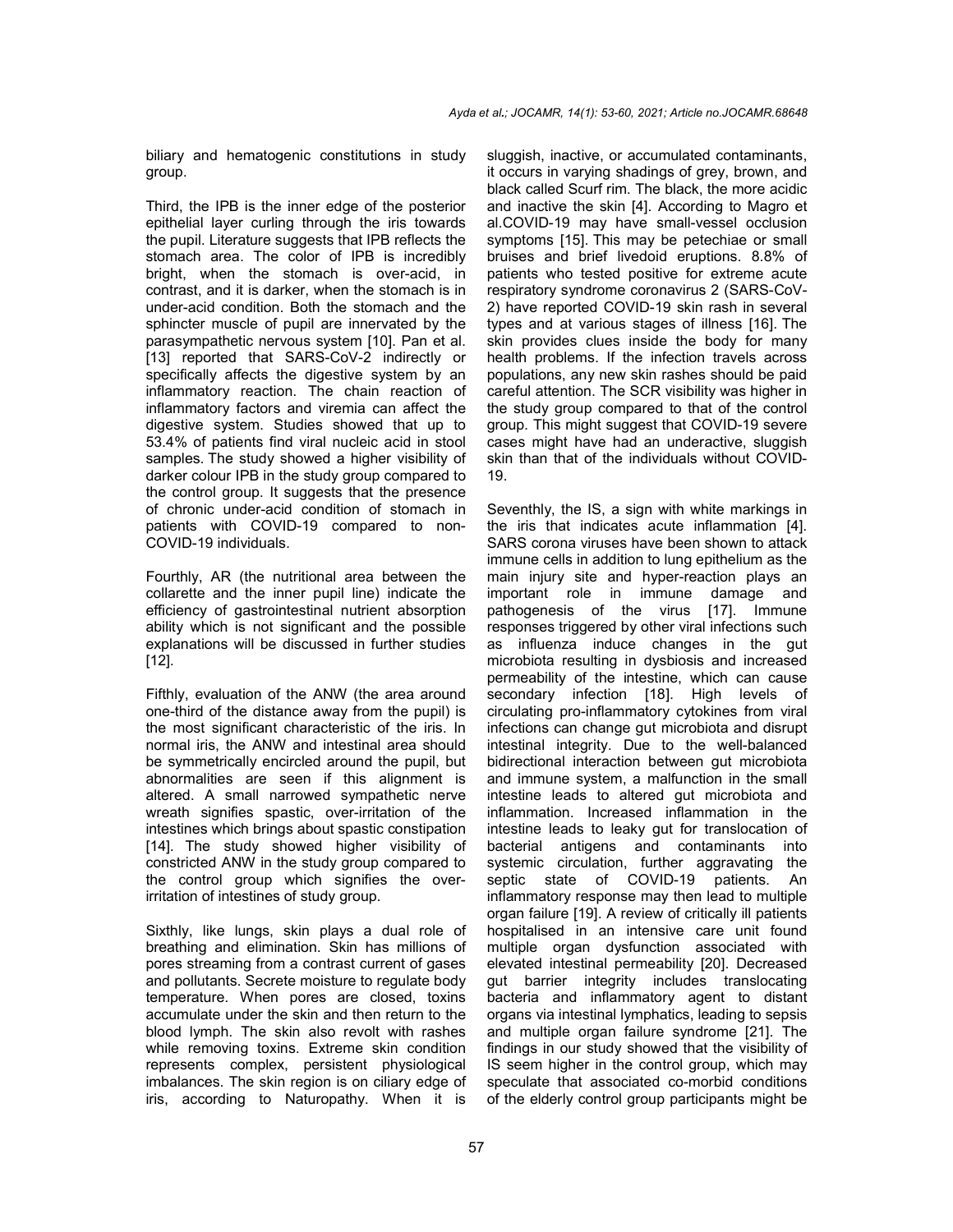biliary and hematogenic constitutions in study group.

Third, the IPB is the inner edge of the posterior epithelial layer curling through the iris towards the pupil. Literature suggests that IPB reflects the stomach area. The color of IPB is incredibly bright, when the stomach is over-acid, in contrast, and it is darker, when the stomach is in under-acid condition. Both the stomach and the sphincter muscle of pupil are innervated by the parasympathetic nervous system [10]. Pan et al. [13] reported that SARS-CoV-2 indirectly or specifically affects the digestive system by an inflammatory reaction. The chain reaction of inflammatory factors and viremia can affect the digestive system. Studies showed that up to 53.4% of patients find viral nucleic acid in stool samples. The study showed a higher visibility of darker colour IPB in the study group compared to the control group. It suggests that the presence of chronic under-acid condition of stomach in patients with COVID-19 compared to non-COVID-19 individuals.

Fourthly, AR (the nutritional area between the collarette and the inner pupil line) indicate the efficiency of gastrointestinal nutrient absorption ability which is not significant and the possible explanations will be discussed in further studies [12].

Fifthly, evaluation of the ANW (the area around one-third of the distance away from the pupil) is the most significant characteristic of the iris. In normal iris, the ANW and intestinal area should be symmetrically encircled around the pupil, but abnormalities are seen if this alignment is altered. A small narrowed sympathetic nerve wreath signifies spastic, over-irritation of the intestines which brings about spastic constipation [14]. The study showed higher visibility of constricted ANW in the study group compared to the control group which signifies the over-irritation of intestines of study group.

Sixthly, like lungs, skin plays a dual role of breathing and elimination. Skin has millions of pores streaming from a contrast current of gases and pollutants. Secrete moisture to regulate body temperature. When pores are closed, toxins accumulate under the skin and then return to the blood lymph. The skin also revolt with rashes while removing toxins. Extreme skin condition represents complex, persistent physiological imbalances. The skin region is on ciliary edge of iris, according to Naturopathy. When it is sluggish, inactive, or accumulated contaminants, it occurs in varying shadings of grey, brown, and black called Scurf rim. The black, the more acidic and inactive the skin [4]. According to Magro et al.COVID-19 may have small-vessel occlusion symptoms [15]. This may be petechiae or small bruises and brief livedoid eruptions. 8.8% of patients who tested positive for extreme acute respiratory syndrome coronavirus 2 (SARS-CoV-2) have reported COVID-19 skin rash in several types and at various stages of illness [16]. The skin provides clues inside the body for many health problems. If the infection travels across populations, any new skin rashes should be paid careful attention. The SCR visibility was higher in the study group compared to that of the control group. This might suggest that COVID-19 severe cases might have had an underactive, sluggish skin than that of the individuals without COVID-19.

Seventhly, the IS, a sign with white markings in the iris that indicates acute inflammation [4]. SARS corona viruses have been shown to attack immune cells in addition to lung epithelium as the main injury site and hyper-reaction plays an important role in immune damage and pathogenesis of the virus [17]. Immune responses triggered by other viral infections such as influenza induce changes in the gut microbiota resulting in dysbiosis and increased permeability of the intestine, which can cause secondary infection [18]. High levels of circulating pro-inflammatory cytokines from viral infections can change gut microbiota and disrupt intestinal integrity. Due to the well-balanced bidirectional interaction between gut microbiota and immune system, a malfunction in the small intestine leads to altered gut microbiota and inflammation. Increased inflammation in the intestine leads to leaky gut for translocation of bacterial antigens and contaminants into systemic circulation, further aggravating the septic state of COVID-19 patients. An inflammatory response may then lead to multiple organ failure [19]. A review of critically ill patients hospitalised in an intensive care unit found multiple organ dysfunction associated with elevated intestinal permeability [20]. Decreased gut barrier integrity includes translocating bacteria and inflammatory agent to distant organs via intestinal lymphatics, leading to sepsis and multiple organ failure syndrome [21]. The findings in our study showed that the visibility of IS seem higher in the control group, which may speculate that associated co-morbid conditions of the elderly control group participants might be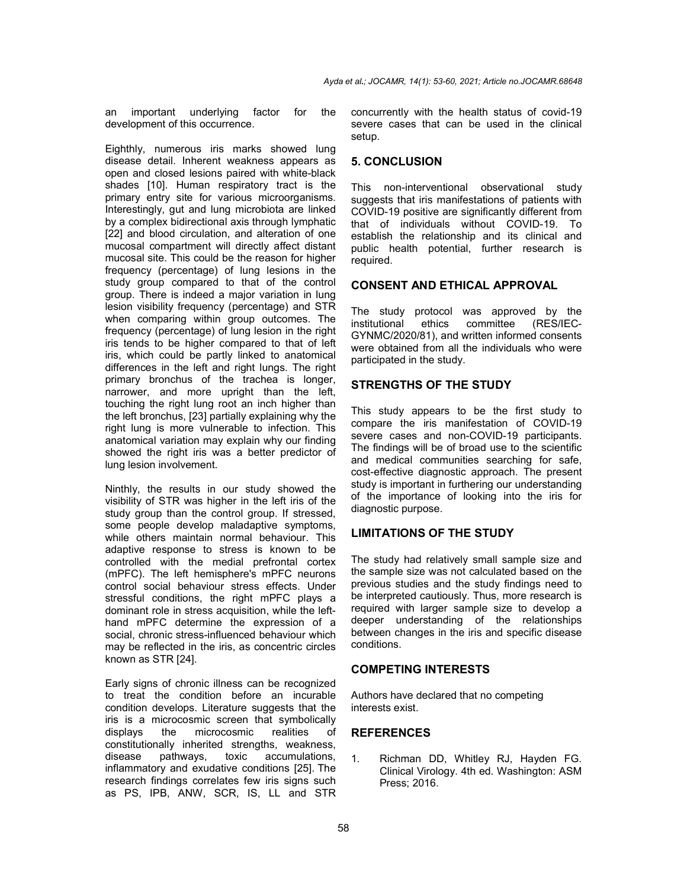an important underlying factor for the development of this occurrence.

Eighthly, numerous iris marks showed lung disease detail. Inherent weakness appears as open and closed lesions paired with white-black shades [10]. Human respiratory tract is the primary entry site for various microorganisms. Interestingly, gut and lung microbiota are linked by a complex bidirectional axis through lymphatic [22] and blood circulation, and alteration of one mucosal compartment will directly affect distant mucosal site. This could be the reason for higher frequency (percentage) of lung lesions in the study group compared to that of the control group. There is indeed a major variation in lung lesion visibility frequency (percentage) and STR when comparing within group outcomes. The frequency (percentage) of lung lesion in the right iris tends to be higher compared to that of left iris, which could be partly linked to anatomical differences in the left and right lungs. The right primary bronchus of the trachea is longer, narrower, and more upright than the left, touching the right lung root an inch higher than the left bronchus, [23] partially explaining why the right lung is more vulnerable to infection. This anatomical variation may explain why our finding showed the right iris was a better predictor of lung lesion involvement.

Ninthly, the results in our study showed the visibility of STR was higher in the left iris of the study group than the control group. If stressed, some people develop maladaptive symptoms, while others maintain normal behaviour. This adaptive response to stress is known to be controlled with the medial prefrontal cortex (mPFC). The left hemisphere's mPFC neurons control social behaviour stress effects. Under stressful conditions, the right mPFC plays a dominant role in stress acquisition, while the left-hand mPFC determine the expression of a social, chronic stress-influenced behaviour which may be reflected in the iris, as concentric circles known as STR [24].

Early signs of chronic illness can be recognized to treat the condition before an incurable condition develops. Literature suggests that the iris is a microcosmic screen that symbolically displays the microcosmic realities of constitutionally inherited strengths, weakness, disease pathways, toxic accumulations, inflammatory and exudative conditions [25]. The research findings correlates few iris signs such as PS, IPB, ANW, SCR, IS, LL and STR concurrently with the health status of covid-19 severe cases that can be used in the clinical setup.

## 5. CONCLUSION

This non-interventional observational study suggests that iris manifestations of patients with COVID-19 positive are significantly different from that of individuals without COVID-19. To establish the relationship and its clinical and public health potential, further research is required.

## CONSENT AND ETHICAL APPROVAL

The study protocol was approved by the institutional ethics committee (RES/IEC-GYNMC/2020/81), and written informed consents were obtained from all the individuals who were participated in the study.

## STRENGTHS OF THE STUDY

This study appears to be the first study to compare the iris manifestation of COVID-19 severe cases and non-COVID-19 participants. The findings will be of broad use to the scientific and medical communities searching for safe, cost-effective diagnostic approach. The present study is important in furthering our understanding of the importance of looking into the iris for diagnostic purpose.

## LIMITATIONS OF THE STUDY

The study had relatively small sample size and the sample size was not calculated based on the previous studies and the study findings need to be interpreted cautiously. Thus, more research is required with larger sample size to develop a deeper understanding of the relationships between changes in the iris and specific disease conditions.

## COMPETING INTERESTS

Authors have declared that no competing interests exist.

## REFERENCES

1. Richman DD, Whitley RJ, Hayden FG. Clinical Virology. 4th ed. Washington: ASM Press; 2016.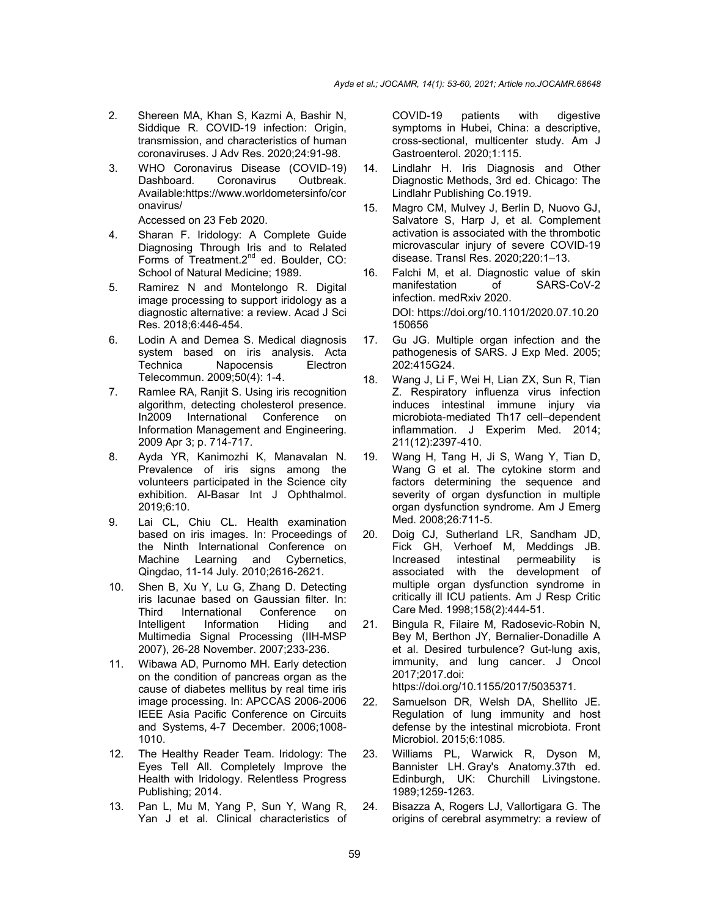2. Shereen MA, Khan S, Kazmi A, Bashir N, Siddique R. COVID-19 infection: Origin, transmission, and characteristics of human coronaviruses. J Adv Res. 2020;24:91-98.
3. WHO Coronavirus Disease (COVID-19) Dashboard. Coronavirus Outbreak. Available:https://www.worldometersinfo/coronavirus/

   Accessed on 23 Feb 2020.
4. Sharan F. Iridology: A Complete Guide Diagnosing Through Iris and to Related Forms of Treatment.2nd ed. Boulder, CO: School of Natural Medicine; 1989.
5. Ramirez N and Montelongo R. Digital image processing to support iridology as a diagnostic alternative: a review. Acad J Sci Res. 2018;6:446-454.
6. Lodin A and Demea S. Medical diagnosis system based on iris analysis. Acta Technica Napocensis Electron Telecommun. 2009;50(4): 1-4.
7. Ramlee RA, Ranjit S. Using iris recognition algorithm, detecting cholesterol presence. In2009 International Conference on Information Management and Engineering. 2009 Apr 3; p. 714-717.
8. Ayda YR, Kanimozhi K, Manavalan N. Prevalence of iris signs among the volunteers participated in the Science city exhibition. Al-Basar Int J Ophthalmol. 2019;6:10.
9. Lai CL, Chiu CL. Health examination based on iris images. In: Proceedings of the Ninth International Conference on Machine Learning and Cybernetics, Qingdao, 11-14 July. 2010;2616-2621.
10. Shen B, Xu Y, Lu G, Zhang D. Detecting iris lacunae based on Gaussian filter. In: Third International Conference on Intelligent Information Hiding and Multimedia Signal Processing (IIH-MSP 2007), 26-28 November. 2007;233-236.
11. Wibawa AD, Purnomo MH. Early detection on the condition of pancreas organ as the cause of diabetes mellitus by real time iris image processing. In: APCCAS 2006-2006 IEEE Asia Pacific Conference on Circuits and Systems, 4-7 December. 2006;1008-1010.
12. The Healthy Reader Team. Iridology: The Eyes Tell All. Completely Improve the Health with Iridology. Relentless Progress Publishing; 2014.
13. Pan L, Mu M, Yang P, Sun Y, Wang R, Yan J et al. Clinical characteristics of COVID-19 patients with digestive symptoms in Hubei, China: a descriptive, cross-sectional, multicenter study. Am J Gastroenterol. 2020;1:115.
14. Lindlahr H. Iris Diagnosis and Other Diagnostic Methods, 3rd ed. Chicago: The Lindlahr Publishing Co.1919.
15. Magro CM, Mulvey J, Berlin D, Nuovo GJ, Salvatore S, Harp J, et al. Complement activation is associated with the thrombotic microvascular injury of severe COVID-19 disease. Transl Res. 2020;220:1–13.
16. Falchi M, et al. Diagnostic value of skin manifestation of SARS-CoV-2 infection. medRxiv 2020.

    DOI: https://doi.org/10.1101/2020.07.10.20150656
17. Gu JG. Multiple organ infection and the pathogenesis of SARS. J Exp Med. 2005; 202:415G24.
18. Wang J, Li F, Wei H, Lian ZX, Sun R, Tian Z. Respiratory influenza virus infection induces intestinal immune injury via microbiota-mediated Th17 cell–dependent inflammation. J Experim Med. 2014; 211(12):2397-410.
19. Wang H, Tang H, Ji S, Wang Y, Tian D, Wang G et al. The cytokine storm and factors determining the sequence and severity of organ dysfunction in multiple organ dysfunction syndrome. Am J Emerg Med. 2008;26:711-5.
20. Doig CJ, Sutherland LR, Sandham JD, Fick GH, Verhoef M, Meddings JB. Increased intestinal permeability is associated with the development of multiple organ dysfunction syndrome in critically ill ICU patients. Am J Resp Critic Care Med. 1998;158(2):444-51.
21. Bingula R, Filaire M, Radosevic-Robin N, Bey M, Berthon JY, Bernalier-Donadille A et al. Desired turbulence? Gut-lung axis, immunity, and lung cancer. J Oncol 2017;2017.doi:

    https://doi.org/10.1155/2017/5035371.
22. Samuelson DR, Welsh DA, Shellito JE. Regulation of lung immunity and host defense by the intestinal microbiota. Front Microbiol. 2015;6:1085.
23. Williams PL, Warwick R, Dyson M, Bannister LH. Gray's Anatomy.37th ed. Edinburgh, UK: Churchill Livingstone. 1989;1259-1263.
24. Bisazza A, Rogers LJ, Vallortigara G. The origins of cerebral asymmetry: a review of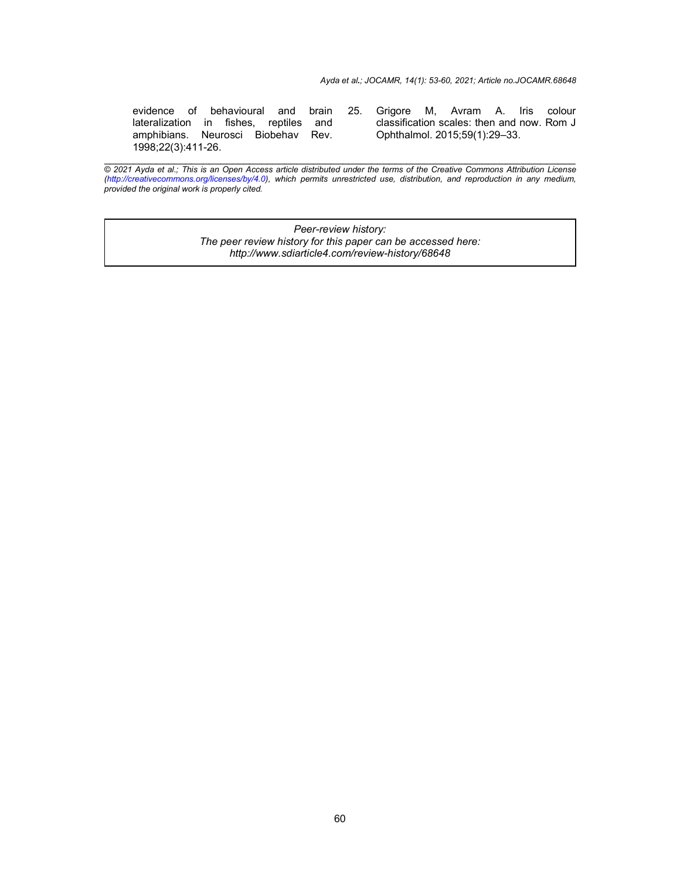evidence of behavioural and brain lateralization in fishes, reptiles and amphibians. Neurosci Biobehav Rev. 1998;22(3):411-26.

25. Grigore M, Avram A. Iris colour classification scales: then and now. Rom J Ophthalmol. 2015;59(1):29–33.

---

*© 2021 Ayda et al.; This is an Open Access article distributed under the terms of the Creative Commons Attribution License (http://creativecommons.org/licenses/by/4.0), which permits unrestricted use, distribution, and reproduction in any medium, provided the original work is properly cited.*

---

*Peer-review history:*
*The peer review history for this paper can be accessed here:*
*http://www.sdiarticle4.com/review-history/68648*